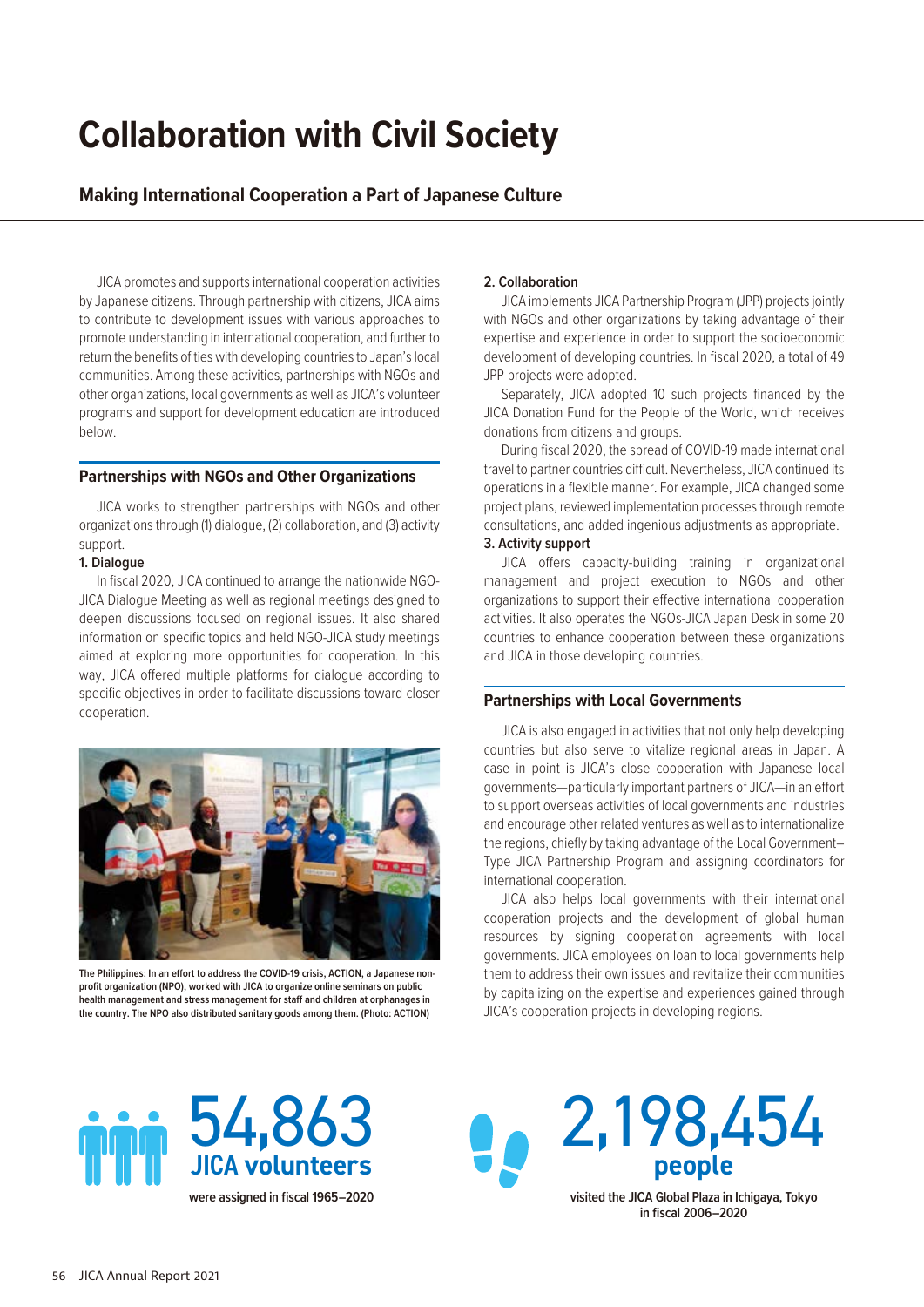# Collaboration with Civil Society

## Making International Cooperation a Part of Japanese Culture

JICA promotes and supports international cooperation activities by Japanese citizens. Through partnership with citizens, JICA aims to contribute to development issues with various approaches to promote understanding in international cooperation, and further to return the benefits of ties with developing countries to Japan's local communities. Among these activities, partnerships with NGOs and other organizations, local governments as well as JICA's volunteer programs and support for development education are introduced below.

### Partnerships with NGOs and Other Organizations

JICA works to strengthen partnerships with NGOs and other organizations through (1) dialogue, (2) collaboration, and (3) activity support.

**1. Dialogue**

In fiscal 2020, JICA continued to arrange the nationwide NGO-JICA Dialogue Meeting as well as regional meetings designed to deepen discussions focused on regional issues. It also shared information on specific topics and held NGO-JICA study meetings aimed at exploring more opportunities for cooperation. In this way, JICA offered multiple platforms for dialogue according to specific objectives in order to facilitate discussions toward closer cooperation.

The Philippines: In an effort to address the COVID-19 crisis, ACTION, a Japanese non-profit organization (NPO), worked with JICA to organize online seminars on public health management and stress management for staff and children at orphanages in the country. The NPO also distributed sanitary goods among them. (Photo: ACTION)

**2. Collaboration**

JICA implements JICA Partnership Program (JPP) projects jointly with NGOs and other organizations by taking advantage of their expertise and experience in order to support the socioeconomic development of developing countries. In fiscal 2020, a total of 49 JPP projects were adopted.

Separately, JICA adopted 10 such projects financed by the JICA Donation Fund for the People of the World, which receives donations from citizens and groups.

During fiscal 2020, the spread of COVID-19 made international travel to partner countries difficult. Nevertheless, JICA continued its operations in a flexible manner. For example, JICA changed some project plans, reviewed implementation processes through remote consultations, and added ingenious adjustments as appropriate.

**3. Activity support**

JICA offers capacity-building training in organizational management and project execution to NGOs and other organizations to support their effective international cooperation activities. It also operates the NGOs-JICA Japan Desk in some 20 countries to enhance cooperation between these organizations and JICA in those developing countries.

### Partnerships with Local Governments

JICA is also engaged in activities that not only help developing countries but also serve to vitalize regional areas in Japan. A case in point is JICA's close cooperation with Japanese local governments—particularly important partners of JICA—in an effort to support overseas activities of local governments and industries and encourage other related ventures as well as to internationalize the regions, chiefly by taking advantage of the Local Government–Type JICA Partnership Program and assigning coordinators for international cooperation.

JICA also helps local governments with their international cooperation projects and the development of global human resources by signing cooperation agreements with local governments. JICA employees on loan to local governments help them to address their own issues and revitalize their communities by capitalizing on the expertise and experiences gained through JICA's cooperation projects in developing regions.

**54,863 JICA volunteers** were assigned in fiscal 1965–2020

**2,198,454 people** visited the JICA Global Plaza in Ichigaya, Tokyo in fiscal 2006–2020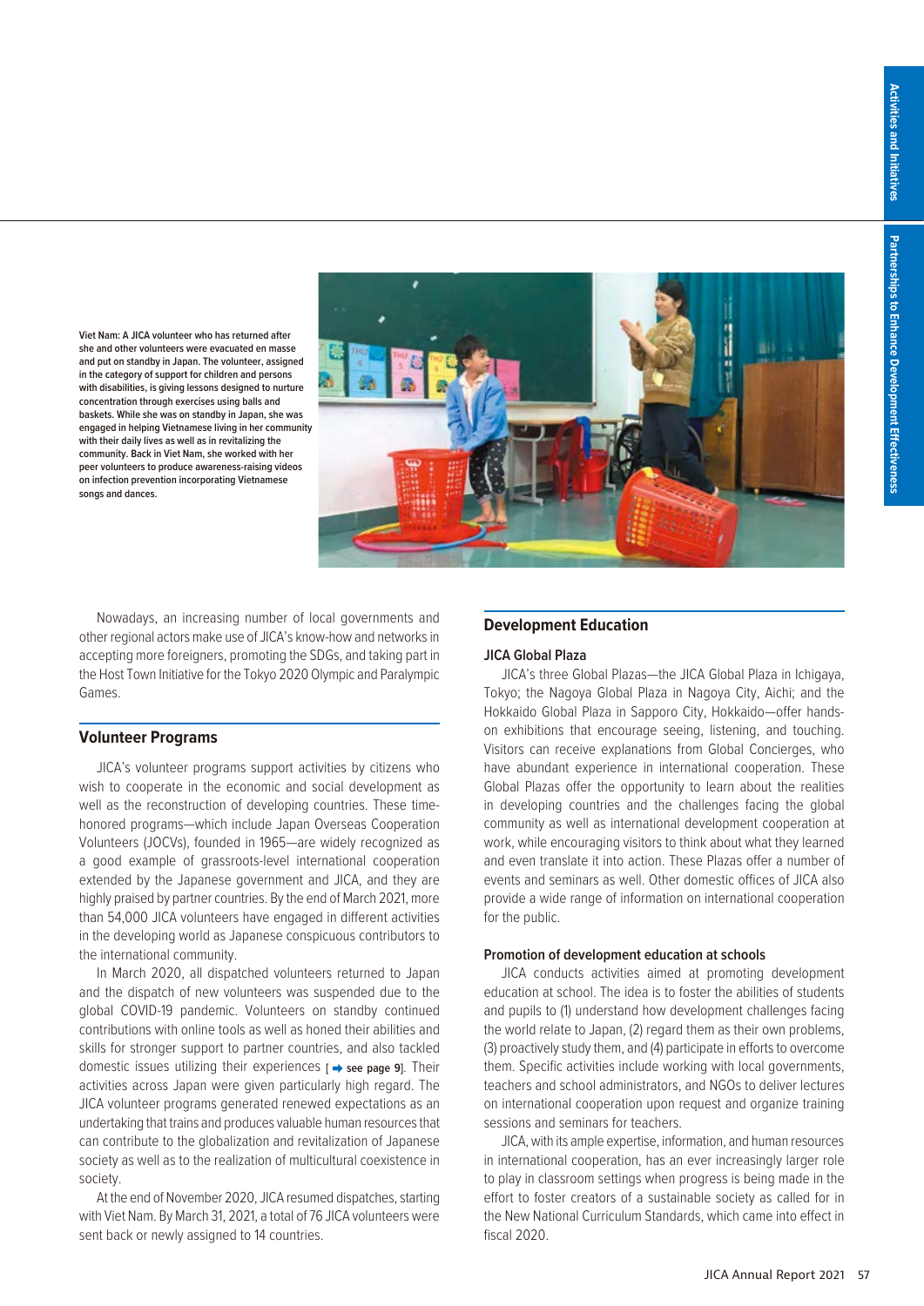Viet Nam: A JICA volunteer who has returned after she and other volunteers were evacuated en masse and put on standby in Japan. The volunteer, assigned in the category of support for children and persons with disabilities, is giving lessons designed to nurture concentration through exercises using balls and baskets. While she was on standby in Japan, she was engaged in helping Vietnamese living in her community with their daily lives as well as in revitalizing the community. Back in Viet Nam, she worked with her peer volunteers to produce awareness-raising videos on infection prevention incorporating Vietnamese songs and dances.

Nowadays, an increasing number of local governments and other regional actors make use of JICA's know-how and networks in accepting more foreigners, promoting the SDGs, and taking part in the Host Town Initiative for the Tokyo 2020 Olympic and Paralympic Games.

## Volunteer Programs

JICA's volunteer programs support activities by citizens who wish to cooperate in the economic and social development as well as the reconstruction of developing countries. These time-honored programs—which include Japan Overseas Cooperation Volunteers (JOCVs), founded in 1965—are widely recognized as a good example of grassroots-level international cooperation extended by the Japanese government and JICA, and they are highly praised by partner countries. By the end of March 2021, more than 54,000 JICA volunteers have engaged in different activities in the developing world as Japanese conspicuous contributors to the international community.

In March 2020, all dispatched volunteers returned to Japan and the dispatch of new volunteers was suspended due to the global COVID-19 pandemic. Volunteers on standby continued contributions with online tools as well as honed their abilities and skills for stronger support to partner countries, and also tackled domestic issues utilizing their experiences [➡ **see page 9**]. Their activities across Japan were given particularly high regard. The JICA volunteer programs generated renewed expectations as an undertaking that trains and produces valuable human resources that can contribute to the globalization and revitalization of Japanese society as well as to the realization of multicultural coexistence in society.

At the end of November 2020, JICA resumed dispatches, starting with Viet Nam. By March 31, 2021, a total of 76 JICA volunteers were sent back or newly assigned to 14 countries.

## Development Education

### JICA Global Plaza

JICA's three Global Plazas—the JICA Global Plaza in Ichigaya, Tokyo; the Nagoya Global Plaza in Nagoya City, Aichi; and the Hokkaido Global Plaza in Sapporo City, Hokkaido—offer hands-on exhibitions that encourage seeing, listening, and touching. Visitors can receive explanations from Global Concierges, who have abundant experience in international cooperation. These Global Plazas offer the opportunity to learn about the realities in developing countries and the challenges facing the global community as well as international development cooperation at work, while encouraging visitors to think about what they learned and even translate it into action. These Plazas offer a number of events and seminars as well. Other domestic offices of JICA also provide a wide range of information on international cooperation for the public.

### Promotion of development education at schools

JICA conducts activities aimed at promoting development education at school. The idea is to foster the abilities of students and pupils to (1) understand how development challenges facing the world relate to Japan, (2) regard them as their own problems, (3) proactively study them, and (4) participate in efforts to overcome them. Specific activities include working with local governments, teachers and school administrators, and NGOs to deliver lectures on international cooperation upon request and organize training sessions and seminars for teachers.

JICA, with its ample expertise, information, and human resources in international cooperation, has an ever increasingly larger role to play in classroom settings when progress is being made in the effort to foster creators of a sustainable society as called for in the New National Curriculum Standards, which came into effect in fiscal 2020.